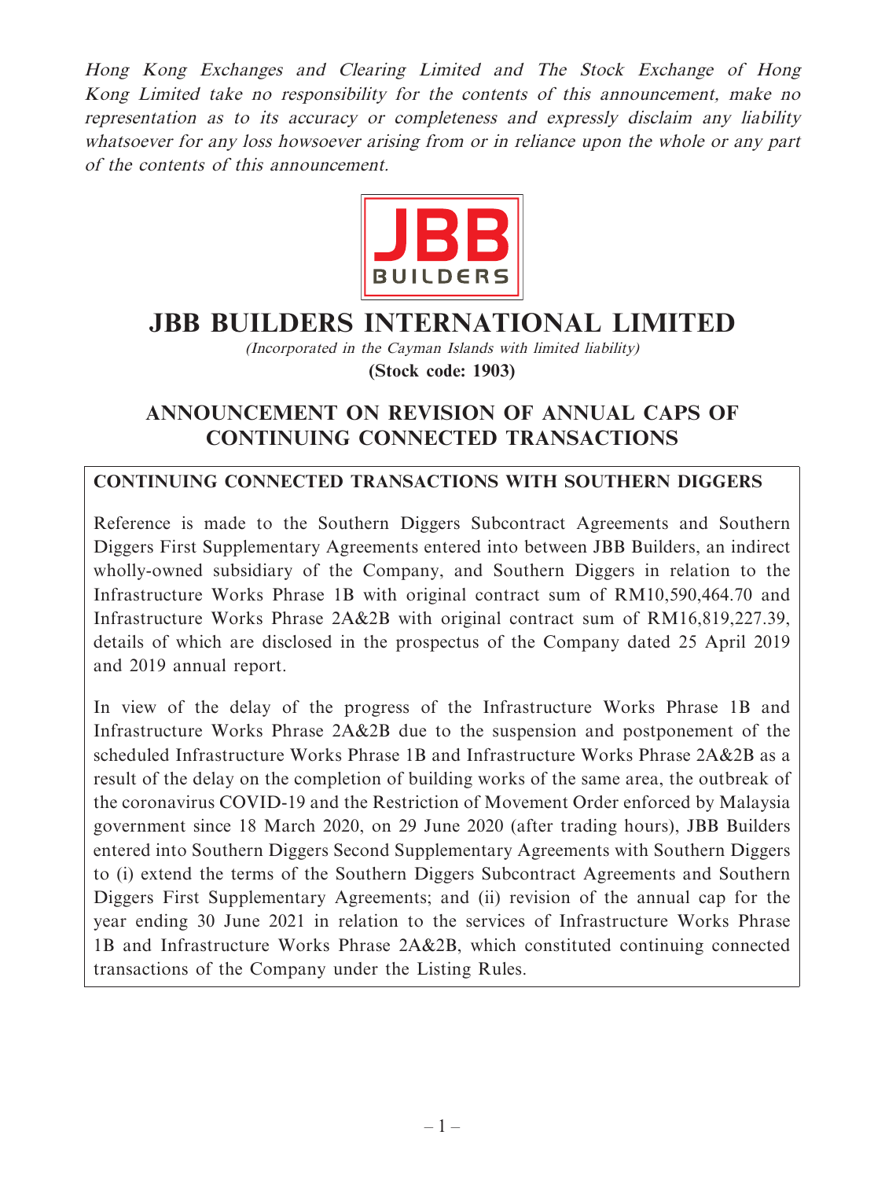*Hong Kong Exchanges and Clearing Limited and The Stock Exchange of Hong Kong Limited take no responsibility for the contents of this announcement, make no representation as to its accuracy or completeness and expressly disclaim any liability whatsoever for any loss howsoever arising from or in reliance upon the whole or any part of the contents of this announcement.*

JBB BUILDERS

# JBB BUILDERS INTERNATIONAL LIMITED

*(Incorporated in the Cayman Islands with limited liability)*

**(Stock code: 1903)**

## ANNOUNCEMENT ON REVISION OF ANNUAL CAPS OF CONTINUING CONNECTED TRANSACTIONS

**CONTINUING CONNECTED TRANSACTIONS WITH SOUTHERN DIGGERS**

Reference is made to the Southern Diggers Subcontract Agreements and Southern Diggers First Supplementary Agreements entered into between JBB Builders, an indirect wholly-owned subsidiary of the Company, and Southern Diggers in relation to the Infrastructure Works Phrase 1B with original contract sum of RM10,590,464.70 and Infrastructure Works Phrase 2A&2B with original contract sum of RM16,819,227.39, details of which are disclosed in the prospectus of the Company dated 25 April 2019 and 2019 annual report.

In view of the delay of the progress of the Infrastructure Works Phrase 1B and Infrastructure Works Phrase 2A&2B due to the suspension and postponement of the scheduled Infrastructure Works Phrase 1B and Infrastructure Works Phrase 2A&2B as a result of the delay on the completion of building works of the same area, the outbreak of the coronavirus COVID-19 and the Restriction of Movement Order enforced by Malaysia government since 18 March 2020, on 29 June 2020 (after trading hours), JBB Builders entered into Southern Diggers Second Supplementary Agreements with Southern Diggers to (i) extend the terms of the Southern Diggers Subcontract Agreements and Southern Diggers First Supplementary Agreements; and (ii) revision of the annual cap for the year ending 30 June 2021 in relation to the services of Infrastructure Works Phrase 1B and Infrastructure Works Phrase 2A&2B, which constituted continuing connected transactions of the Company under the Listing Rules.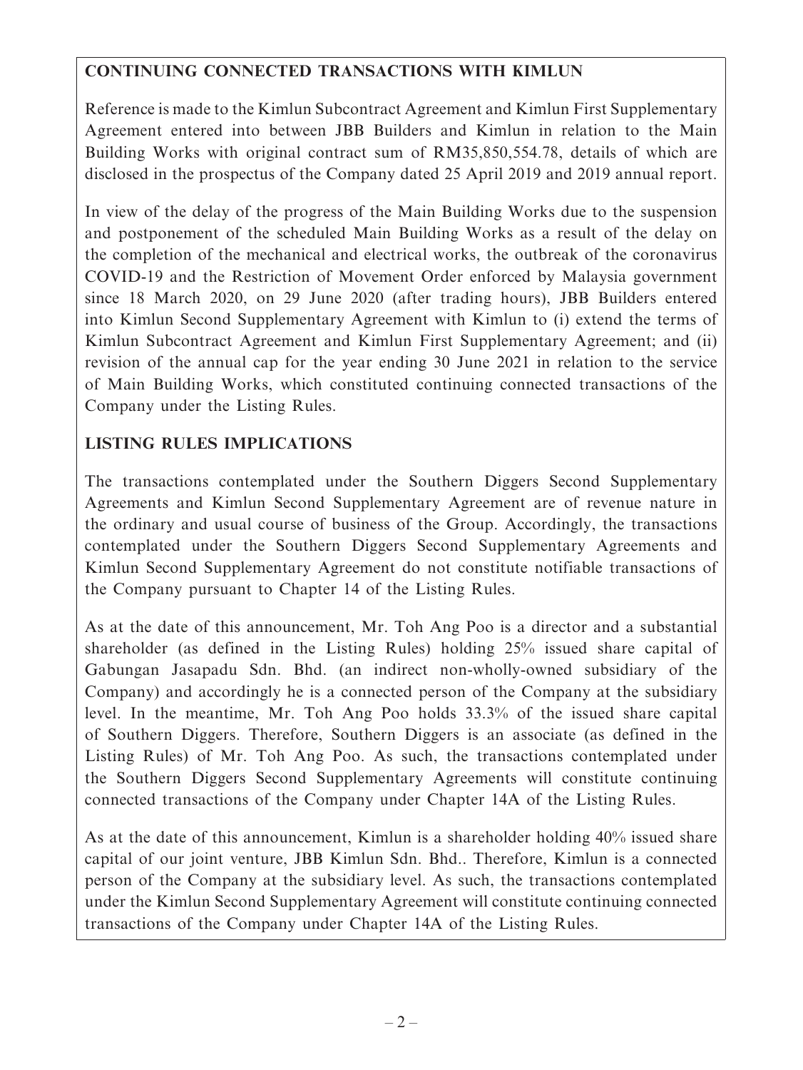**CONTINUING CONNECTED TRANSACTIONS WITH KIMLUN**

Reference is made to the Kimlun Subcontract Agreement and Kimlun First Supplementary Agreement entered into between JBB Builders and Kimlun in relation to the Main Building Works with original contract sum of RM35,850,554.78, details of which are disclosed in the prospectus of the Company dated 25 April 2019 and 2019 annual report.

In view of the delay of the progress of the Main Building Works due to the suspension and postponement of the scheduled Main Building Works as a result of the delay on the completion of the mechanical and electrical works, the outbreak of the coronavirus COVID-19 and the Restriction of Movement Order enforced by Malaysia government since 18 March 2020, on 29 June 2020 (after trading hours), JBB Builders entered into Kimlun Second Supplementary Agreement with Kimlun to (i) extend the terms of Kimlun Subcontract Agreement and Kimlun First Supplementary Agreement; and (ii) revision of the annual cap for the year ending 30 June 2021 in relation to the service of Main Building Works, which constituted continuing connected transactions of the Company under the Listing Rules.

**LISTING RULES IMPLICATIONS**

The transactions contemplated under the Southern Diggers Second Supplementary Agreements and Kimlun Second Supplementary Agreement are of revenue nature in the ordinary and usual course of business of the Group. Accordingly, the transactions contemplated under the Southern Diggers Second Supplementary Agreements and Kimlun Second Supplementary Agreement do not constitute notifiable transactions of the Company pursuant to Chapter 14 of the Listing Rules.

As at the date of this announcement, Mr. Toh Ang Poo is a director and a substantial shareholder (as defined in the Listing Rules) holding 25% issued share capital of Gabungan Jasapadu Sdn. Bhd. (an indirect non-wholly-owned subsidiary of the Company) and accordingly he is a connected person of the Company at the subsidiary level. In the meantime, Mr. Toh Ang Poo holds 33.3% of the issued share capital of Southern Diggers. Therefore, Southern Diggers is an associate (as defined in the Listing Rules) of Mr. Toh Ang Poo. As such, the transactions contemplated under the Southern Diggers Second Supplementary Agreements will constitute continuing connected transactions of the Company under Chapter 14A of the Listing Rules.

As at the date of this announcement, Kimlun is a shareholder holding 40% issued share capital of our joint venture, JBB Kimlun Sdn. Bhd.. Therefore, Kimlun is a connected person of the Company at the subsidiary level. As such, the transactions contemplated under the Kimlun Second Supplementary Agreement will constitute continuing connected transactions of the Company under Chapter 14A of the Listing Rules.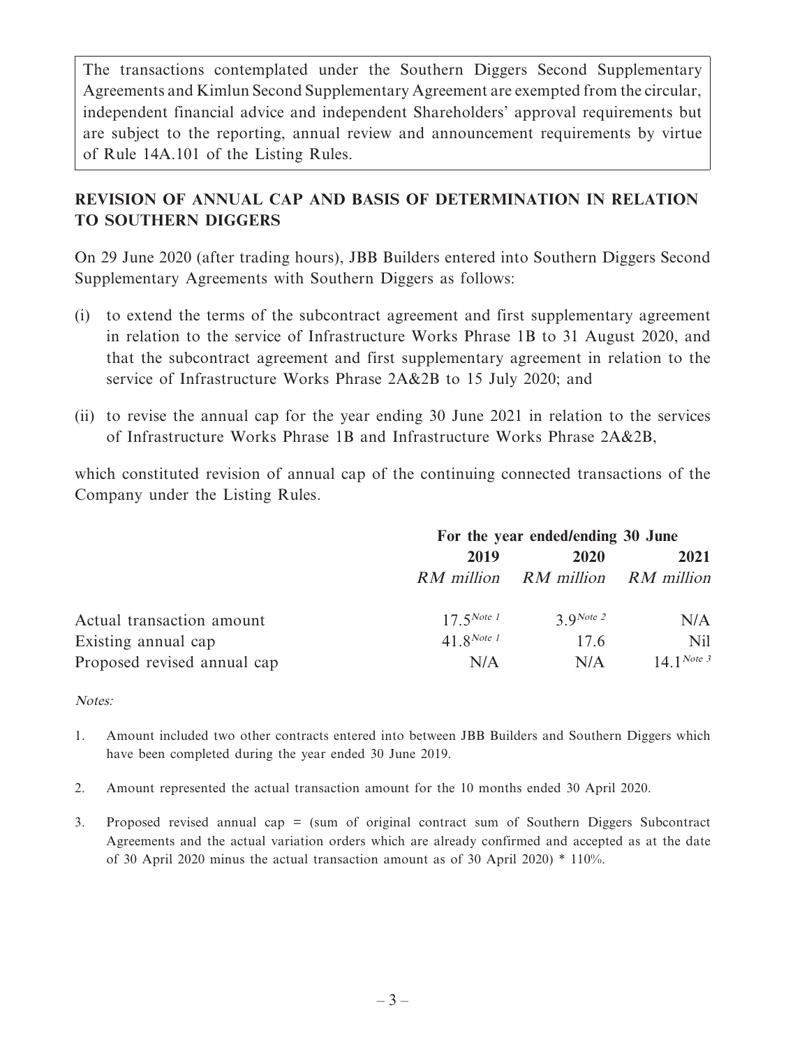The transactions contemplated under the Southern Diggers Second Supplementary Agreements and Kimlun Second Supplementary Agreement are exempted from the circular, independent financial advice and independent Shareholders' approval requirements but are subject to the reporting, annual review and announcement requirements by virtue of Rule 14A.101 of the Listing Rules.

## REVISION OF ANNUAL CAP AND BASIS OF DETERMINATION IN RELATION TO SOUTHERN DIGGERS

On 29 June 2020 (after trading hours), JBB Builders entered into Southern Diggers Second Supplementary Agreements with Southern Diggers as follows:

(i) to extend the terms of the subcontract agreement and first supplementary agreement in relation to the service of Infrastructure Works Phrase 1B to 31 August 2020, and that the subcontract agreement and first supplementary agreement in relation to the service of Infrastructure Works Phrase 2A&2B to 15 July 2020; and

(ii) to revise the annual cap for the year ending 30 June 2021 in relation to the services of Infrastructure Works Phrase 1B and Infrastructure Works Phrase 2A&2B,

which constituted revision of annual cap of the continuing connected transactions of the Company under the Listing Rules.

| | For the year ended/ending 30 June | | |
|---|---|---|---|
| | **2019** | **2020** | **2021** |
| | *RM million* | *RM million* | *RM million* |
| Actual transaction amount | 17.5 Note 1 | 3.9 Note 2 | N/A |
| Existing annual cap | 41.8 Note 1 | 17.6 | Nil |
| Proposed revised annual cap | N/A | N/A | 14.1 Note 3 |

*Notes:*

1. Amount included two other contracts entered into between JBB Builders and Southern Diggers which have been completed during the year ended 30 June 2019.

2. Amount represented the actual transaction amount for the 10 months ended 30 April 2020.

3. Proposed revised annual cap = (sum of original contract sum of Southern Diggers Subcontract Agreements and the actual variation orders which are already confirmed and accepted as at the date of 30 April 2020 minus the actual transaction amount as of 30 April 2020) * 110%.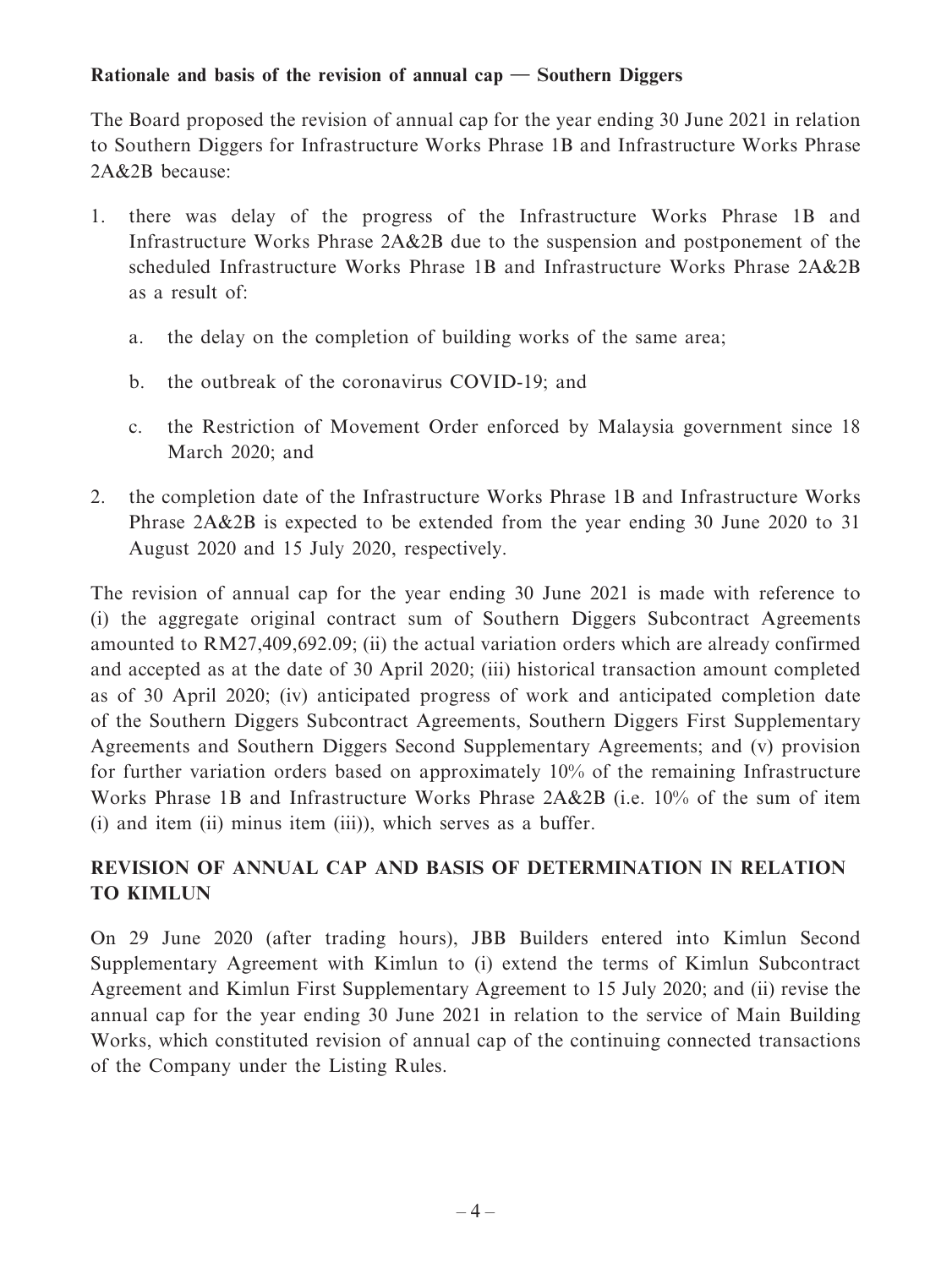**Rationale and basis of the revision of annual cap — Southern Diggers**

The Board proposed the revision of annual cap for the year ending 30 June 2021 in relation to Southern Diggers for Infrastructure Works Phrase 1B and Infrastructure Works Phrase 2A&2B because:

1. there was delay of the progress of the Infrastructure Works Phrase 1B and Infrastructure Works Phrase 2A&2B due to the suspension and postponement of the scheduled Infrastructure Works Phrase 1B and Infrastructure Works Phrase 2A&2B as a result of:

   a. the delay on the completion of building works of the same area;

   b. the outbreak of the coronavirus COVID-19; and

   c. the Restriction of Movement Order enforced by Malaysia government since 18 March 2020; and

2. the completion date of the Infrastructure Works Phrase 1B and Infrastructure Works Phrase 2A&2B is expected to be extended from the year ending 30 June 2020 to 31 August 2020 and 15 July 2020, respectively.

The revision of annual cap for the year ending 30 June 2021 is made with reference to (i) the aggregate original contract sum of Southern Diggers Subcontract Agreements amounted to RM27,409,692.09; (ii) the actual variation orders which are already confirmed and accepted as at the date of 30 April 2020; (iii) historical transaction amount completed as of 30 April 2020; (iv) anticipated progress of work and anticipated completion date of the Southern Diggers Subcontract Agreements, Southern Diggers First Supplementary Agreements and Southern Diggers Second Supplementary Agreements; and (v) provision for further variation orders based on approximately 10% of the remaining Infrastructure Works Phrase 1B and Infrastructure Works Phrase 2A&2B (i.e. 10% of the sum of item (i) and item (ii) minus item (iii)), which serves as a buffer.

## REVISION OF ANNUAL CAP AND BASIS OF DETERMINATION IN RELATION TO KIMLUN

On 29 June 2020 (after trading hours), JBB Builders entered into Kimlun Second Supplementary Agreement with Kimlun to (i) extend the terms of Kimlun Subcontract Agreement and Kimlun First Supplementary Agreement to 15 July 2020; and (ii) revise the annual cap for the year ending 30 June 2021 in relation to the service of Main Building Works, which constituted revision of annual cap of the continuing connected transactions of the Company under the Listing Rules.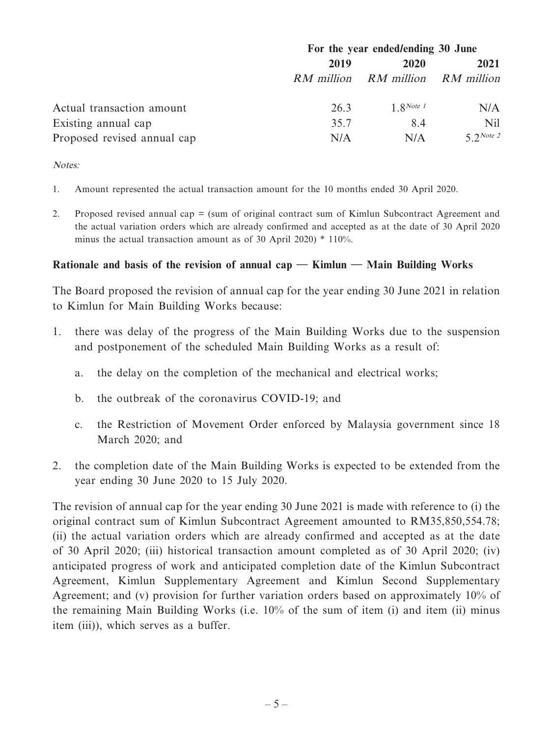| | For the year ended/ending 30 June | | |
|---|---|---|---|
| | 2019 | 2020 | 2021 |
| | *RM million* | *RM million* | *RM million* |
| Actual transaction amount | 26.3 | 1.8[Note 1] | N/A |
| Existing annual cap | 35.7 | 8.4 | Nil |
| Proposed revised annual cap | N/A | N/A | 5.2[Note 2] |

*Notes:*

1. Amount represented the actual transaction amount for the 10 months ended 30 April 2020.

2. Proposed revised annual cap = (sum of original contract sum of Kimlun Subcontract Agreement and the actual variation orders which are already confirmed and accepted as at the date of 30 April 2020 minus the actual transaction amount as of 30 April 2020) * 110%.

**Rationale and basis of the revision of annual cap — Kimlun — Main Building Works**

The Board proposed the revision of annual cap for the year ending 30 June 2021 in relation to Kimlun for Main Building Works because:

1. there was delay of the progress of the Main Building Works due to the suspension and postponement of the scheduled Main Building Works as a result of:

   a. the delay on the completion of the mechanical and electrical works;

   b. the outbreak of the coronavirus COVID-19; and

   c. the Restriction of Movement Order enforced by Malaysia government since 18 March 2020; and

2. the completion date of the Main Building Works is expected to be extended from the year ending 30 June 2020 to 15 July 2020.

The revision of annual cap for the year ending 30 June 2021 is made with reference to (i) the original contract sum of Kimlun Subcontract Agreement amounted to RM35,850,554.78; (ii) the actual variation orders which are already confirmed and accepted as at the date of 30 April 2020; (iii) historical transaction amount completed as of 30 April 2020; (iv) anticipated progress of work and anticipated completion date of the Kimlun Subcontract Agreement, Kimlun Supplementary Agreement and Kimlun Second Supplementary Agreement; and (v) provision for further variation orders based on approximately 10% of the remaining Main Building Works (i.e. 10% of the sum of item (i) and item (ii) minus item (iii)), which serves as a buffer.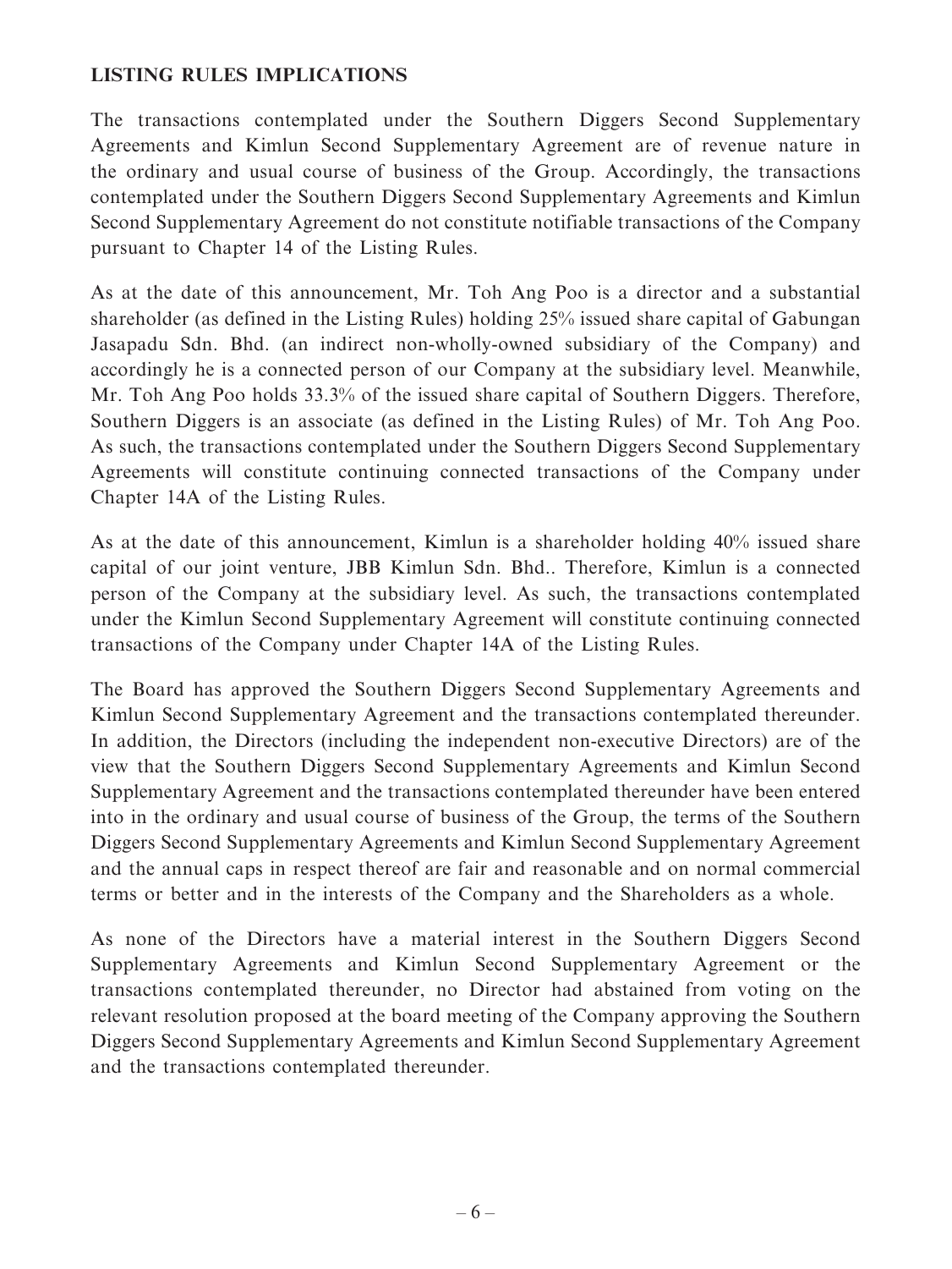## LISTING RULES IMPLICATIONS

The transactions contemplated under the Southern Diggers Second Supplementary Agreements and Kimlun Second Supplementary Agreement are of revenue nature in the ordinary and usual course of business of the Group. Accordingly, the transactions contemplated under the Southern Diggers Second Supplementary Agreements and Kimlun Second Supplementary Agreement do not constitute notifiable transactions of the Company pursuant to Chapter 14 of the Listing Rules.

As at the date of this announcement, Mr. Toh Ang Poo is a director and a substantial shareholder (as defined in the Listing Rules) holding 25% issued share capital of Gabungan Jasapadu Sdn. Bhd. (an indirect non-wholly-owned subsidiary of the Company) and accordingly he is a connected person of our Company at the subsidiary level. Meanwhile, Mr. Toh Ang Poo holds 33.3% of the issued share capital of Southern Diggers. Therefore, Southern Diggers is an associate (as defined in the Listing Rules) of Mr. Toh Ang Poo. As such, the transactions contemplated under the Southern Diggers Second Supplementary Agreements will constitute continuing connected transactions of the Company under Chapter 14A of the Listing Rules.

As at the date of this announcement, Kimlun is a shareholder holding 40% issued share capital of our joint venture, JBB Kimlun Sdn. Bhd.. Therefore, Kimlun is a connected person of the Company at the subsidiary level. As such, the transactions contemplated under the Kimlun Second Supplementary Agreement will constitute continuing connected transactions of the Company under Chapter 14A of the Listing Rules.

The Board has approved the Southern Diggers Second Supplementary Agreements and Kimlun Second Supplementary Agreement and the transactions contemplated thereunder. In addition, the Directors (including the independent non-executive Directors) are of the view that the Southern Diggers Second Supplementary Agreements and Kimlun Second Supplementary Agreement and the transactions contemplated thereunder have been entered into in the ordinary and usual course of business of the Group, the terms of the Southern Diggers Second Supplementary Agreements and Kimlun Second Supplementary Agreement and the annual caps in respect thereof are fair and reasonable and on normal commercial terms or better and in the interests of the Company and the Shareholders as a whole.

As none of the Directors have a material interest in the Southern Diggers Second Supplementary Agreements and Kimlun Second Supplementary Agreement or the transactions contemplated thereunder, no Director had abstained from voting on the relevant resolution proposed at the board meeting of the Company approving the Southern Diggers Second Supplementary Agreements and Kimlun Second Supplementary Agreement and the transactions contemplated thereunder.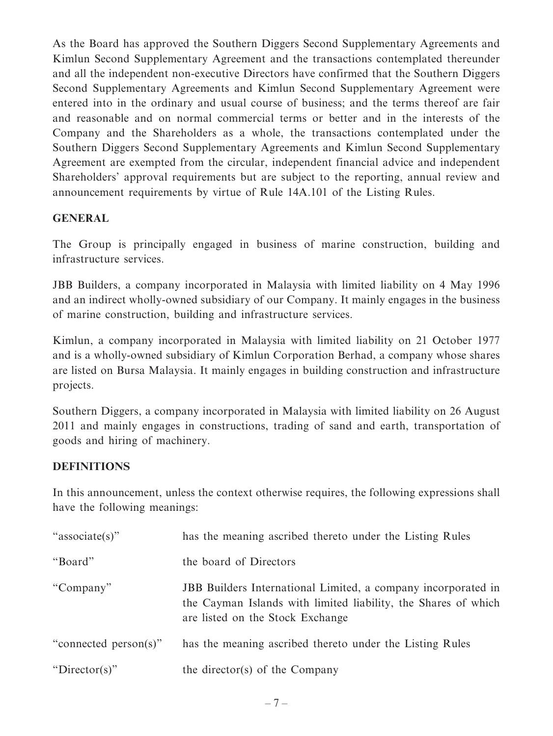As the Board has approved the Southern Diggers Second Supplementary Agreements and Kimlun Second Supplementary Agreement and the transactions contemplated thereunder and all the independent non-executive Directors have confirmed that the Southern Diggers Second Supplementary Agreements and Kimlun Second Supplementary Agreement were entered into in the ordinary and usual course of business; and the terms thereof are fair and reasonable and on normal commercial terms or better and in the interests of the Company and the Shareholders as a whole, the transactions contemplated under the Southern Diggers Second Supplementary Agreements and Kimlun Second Supplementary Agreement are exempted from the circular, independent financial advice and independent Shareholders' approval requirements but are subject to the reporting, annual review and announcement requirements by virtue of Rule 14A.101 of the Listing Rules.

## GENERAL

The Group is principally engaged in business of marine construction, building and infrastructure services.

JBB Builders, a company incorporated in Malaysia with limited liability on 4 May 1996 and an indirect wholly-owned subsidiary of our Company. It mainly engages in the business of marine construction, building and infrastructure services.

Kimlun, a company incorporated in Malaysia with limited liability on 21 October 1977 and is a wholly-owned subsidiary of Kimlun Corporation Berhad, a company whose shares are listed on Bursa Malaysia. It mainly engages in building construction and infrastructure projects.

Southern Diggers, a company incorporated in Malaysia with limited liability on 26 August 2011 and mainly engages in constructions, trading of sand and earth, transportation of goods and hiring of machinery.

## DEFINITIONS

In this announcement, unless the context otherwise requires, the following expressions shall have the following meanings:

| | |
|---|---|
| "associate(s)" | has the meaning ascribed thereto under the Listing Rules |
| "Board" | the board of Directors |
| "Company" | JBB Builders International Limited, a company incorporated in the Cayman Islands with limited liability, the Shares of which are listed on the Stock Exchange |
| "connected person(s)" | has the meaning ascribed thereto under the Listing Rules |
| "Director(s)" | the director(s) of the Company |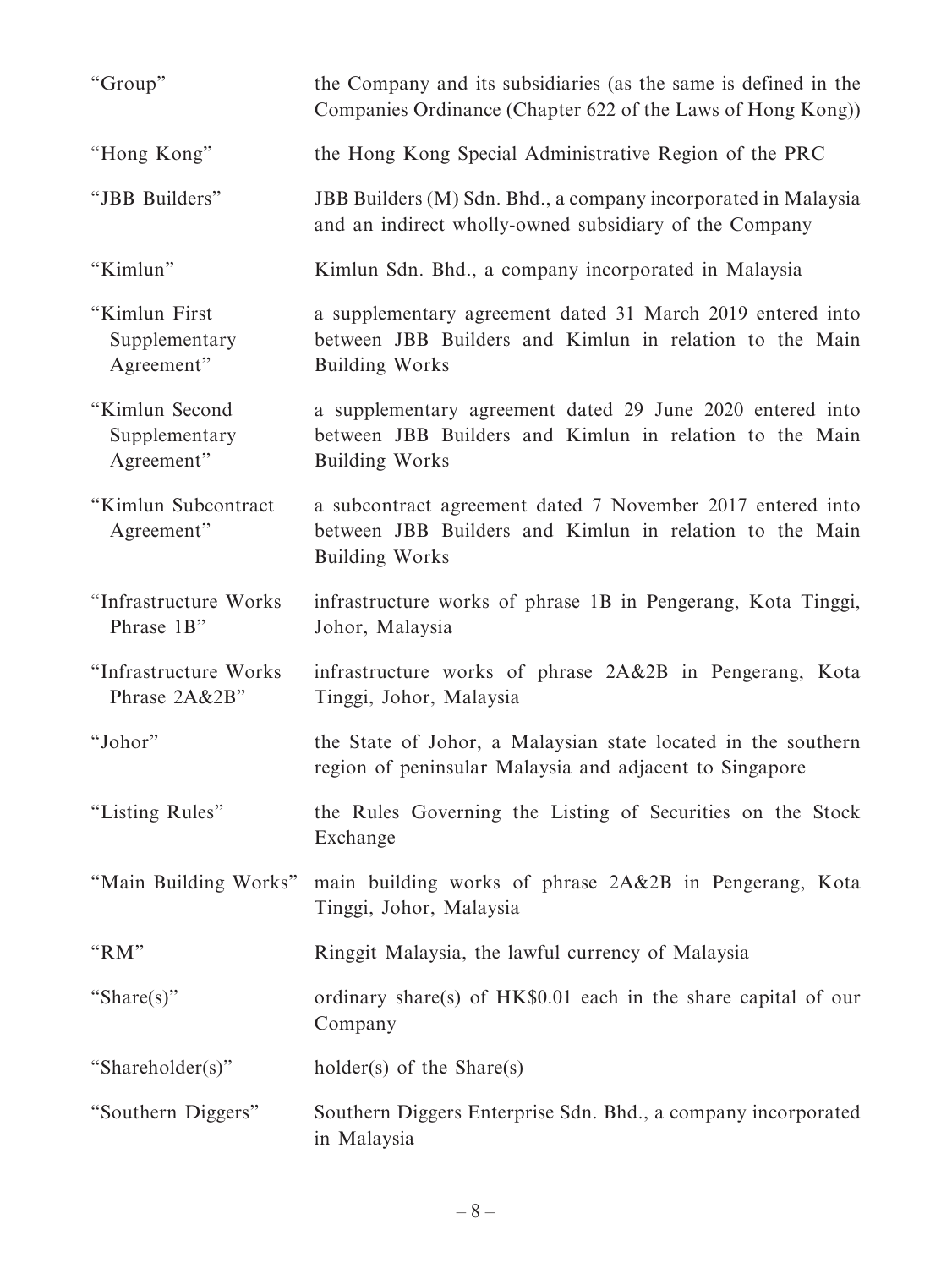| | |
|---|---|
| "Group" | the Company and its subsidiaries (as the same is defined in the Companies Ordinance (Chapter 622 of the Laws of Hong Kong)) |
| "Hong Kong" | the Hong Kong Special Administrative Region of the PRC |
| "JBB Builders" | JBB Builders (M) Sdn. Bhd., a company incorporated in Malaysia and an indirect wholly-owned subsidiary of the Company |
| "Kimlun" | Kimlun Sdn. Bhd., a company incorporated in Malaysia |
| "Kimlun First Supplementary Agreement" | a supplementary agreement dated 31 March 2019 entered into between JBB Builders and Kimlun in relation to the Main Building Works |
| "Kimlun Second Supplementary Agreement" | a supplementary agreement dated 29 June 2020 entered into between JBB Builders and Kimlun in relation to the Main Building Works |
| "Kimlun Subcontract Agreement" | a subcontract agreement dated 7 November 2017 entered into between JBB Builders and Kimlun in relation to the Main Building Works |
| "Infrastructure Works Phrase 1B" | infrastructure works of phrase 1B in Pengerang, Kota Tinggi, Johor, Malaysia |
| "Infrastructure Works Phrase 2A&2B" | infrastructure works of phrase 2A&2B in Pengerang, Kota Tinggi, Johor, Malaysia |
| "Johor" | the State of Johor, a Malaysian state located in the southern region of peninsular Malaysia and adjacent to Singapore |
| "Listing Rules" | the Rules Governing the Listing of Securities on the Stock Exchange |
| "Main Building Works" | main building works of phrase 2A&2B in Pengerang, Kota Tinggi, Johor, Malaysia |
| "RM" | Ringgit Malaysia, the lawful currency of Malaysia |
| "Share(s)" | ordinary share(s) of HK$0.01 each in the share capital of our Company |
| "Shareholder(s)" | holder(s) of the Share(s) |
| "Southern Diggers" | Southern Diggers Enterprise Sdn. Bhd., a company incorporated in Malaysia |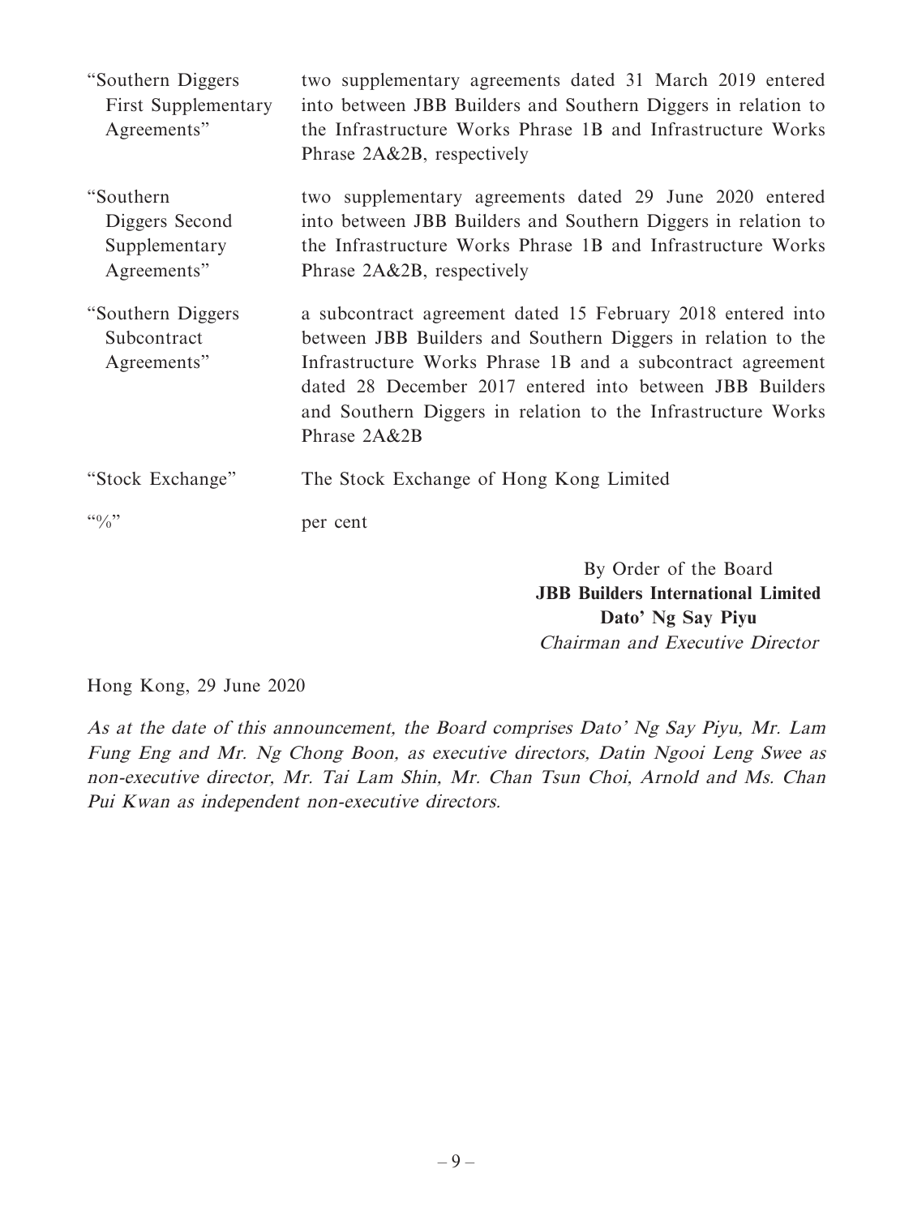| | |
|---|---|
| "Southern Diggers First Supplementary Agreements" | two supplementary agreements dated 31 March 2019 entered into between JBB Builders and Southern Diggers in relation to the Infrastructure Works Phrase 1B and Infrastructure Works Phrase 2A&2B, respectively |
| "Southern Diggers Second Supplementary Agreements" | two supplementary agreements dated 29 June 2020 entered into between JBB Builders and Southern Diggers in relation to the Infrastructure Works Phrase 1B and Infrastructure Works Phrase 2A&2B, respectively |
| "Southern Diggers Subcontract Agreements" | a subcontract agreement dated 15 February 2018 entered into between JBB Builders and Southern Diggers in relation to the Infrastructure Works Phrase 1B and a subcontract agreement dated 28 December 2017 entered into between JBB Builders and Southern Diggers in relation to the Infrastructure Works Phrase 2A&2B |
| "Stock Exchange" | The Stock Exchange of Hong Kong Limited |
| "%" | per cent |

By Order of the Board
**JBB Builders International Limited**
**Dato' Ng Say Piyu**
*Chairman and Executive Director*

Hong Kong, 29 June 2020

*As at the date of this announcement, the Board comprises Dato' Ng Say Piyu, Mr. Lam Fung Eng and Mr. Ng Chong Boon, as executive directors, Datin Ngooi Leng Swee as non-executive director, Mr. Tai Lam Shin, Mr. Chan Tsun Choi, Arnold and Ms. Chan Pui Kwan as independent non-executive directors.*